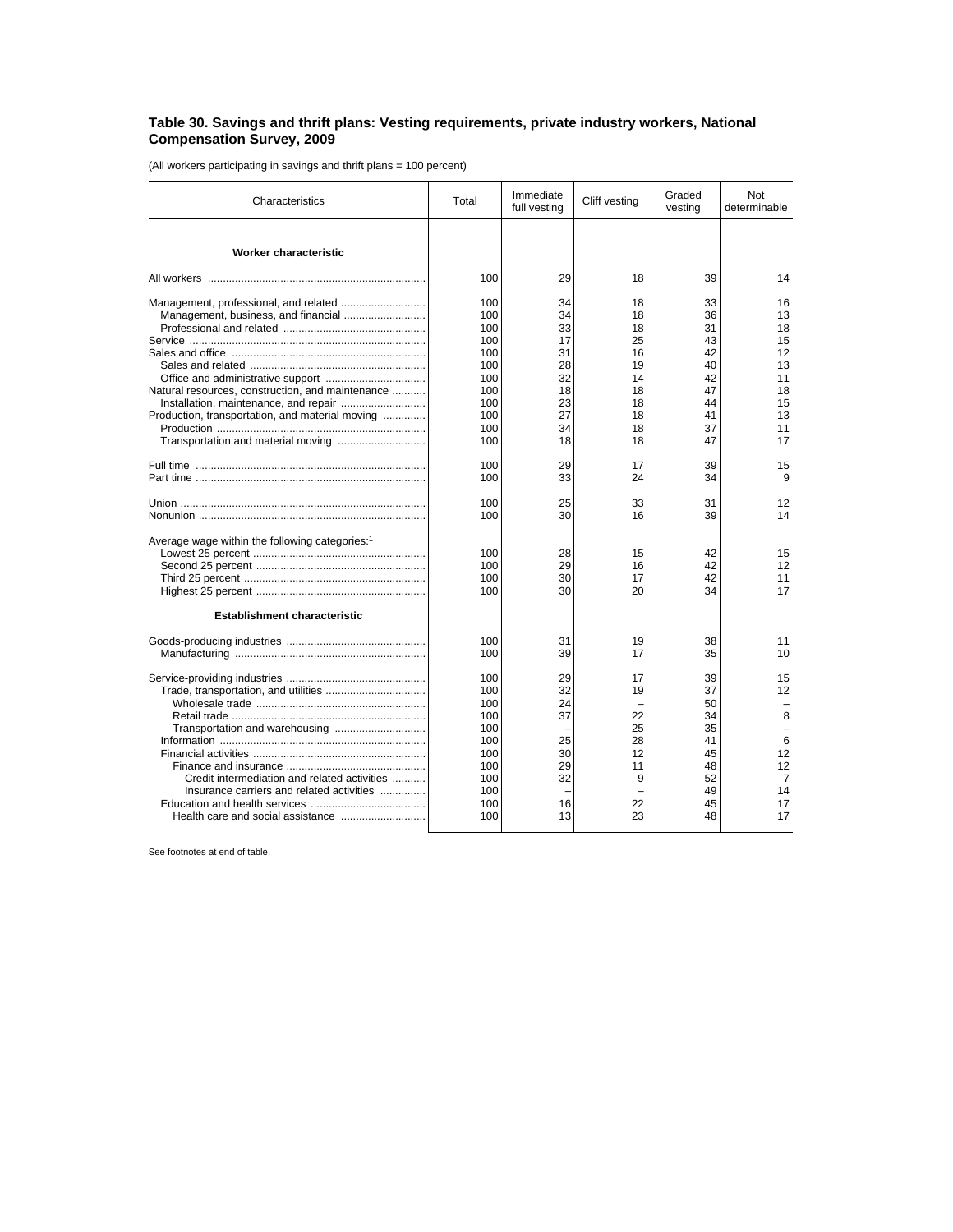### Table 30. Savings and thrift plans: Vesting requirements, private industry workers, National Compensation Survey, 2009

(All workers participating in savings and thrift plans = 100 percent)

| Characteristics | Total | Immediate full vesting | Cliff vesting | Graded vesting | Not determinable |
|---|---|---|---|---|---|
| **Worker characteristic** | | | | | |
| All workers | 100 | 29 | 18 | 39 | 14 |
| Management, professional, and related | 100 | 34 | 18 | 33 | 16 |
| Management, business, and financial | 100 | 34 | 18 | 36 | 13 |
| Professional and related | 100 | 33 | 18 | 31 | 18 |
| Service | 100 | 17 | 25 | 43 | 15 |
| Sales and office | 100 | 31 | 16 | 42 | 12 |
| Sales and related | 100 | 28 | 19 | 40 | 13 |
| Office and administrative support | 100 | 32 | 14 | 42 | 11 |
| Natural resources, construction, and maintenance | 100 | 18 | 18 | 47 | 18 |
| Installation, maintenance, and repair | 100 | 23 | 18 | 44 | 15 |
| Production, transportation, and material moving | 100 | 27 | 18 | 41 | 13 |
| Production | 100 | 34 | 18 | 37 | 11 |
| Transportation and material moving | 100 | 18 | 18 | 47 | 17 |
| Full time | 100 | 29 | 17 | 39 | 15 |
| Part time | 100 | 33 | 24 | 34 | 9 |
| Union | 100 | 25 | 33 | 31 | 12 |
| Nonunion | 100 | 30 | 16 | 39 | 14 |
| Average wage within the following categories:[1] | | | | | |
| Lowest 25 percent | 100 | 28 | 15 | 42 | 15 |
| Second 25 percent | 100 | 29 | 16 | 42 | 12 |
| Third 25 percent | 100 | 30 | 17 | 42 | 11 |
| Highest 25 percent | 100 | 30 | 20 | 34 | 17 |
| **Establishment characteristic** | | | | | |
| Goods-producing industries | 100 | 31 | 19 | 38 | 11 |
| Manufacturing | 100 | 39 | 17 | 35 | 10 |
| Service-providing industries | 100 | 29 | 17 | 39 | 15 |
| Trade, transportation, and utilities | 100 | 32 | 19 | 37 | 12 |
| Wholesale trade | 100 | 24 | – | 50 | – |
| Retail trade | 100 | 37 | 22 | 34 | 8 |
| Transportation and warehousing | 100 | – | 25 | 35 | – |
| Information | 100 | 25 | 28 | 41 | 6 |
| Financial activities | 100 | 30 | 12 | 45 | 12 |
| Finance and insurance | 100 | 29 | 11 | 48 | 12 |
| Credit intermediation and related activities | 100 | 32 | 9 | 52 | 7 |
| Insurance carriers and related activities | 100 | – | – | 49 | 14 |
| Education and health services | 100 | 16 | 22 | 45 | 17 |
| Health care and social assistance | 100 | 13 | 23 | 48 | 17 |

See footnotes at end of table.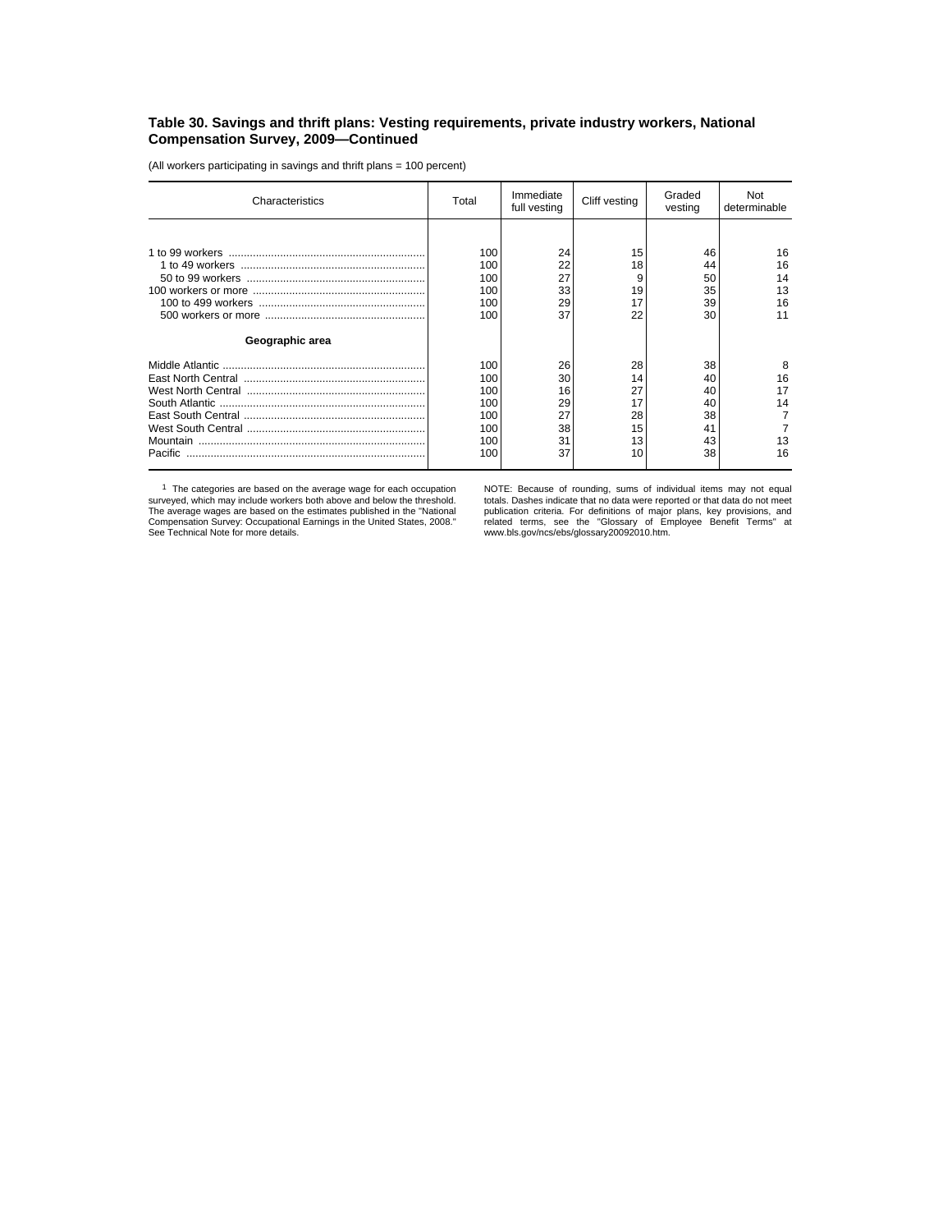### Table 30. Savings and thrift plans: Vesting requirements, private industry workers, National Compensation Survey, 2009—Continued

(All workers participating in savings and thrift plans = 100 percent)

| Characteristics | Total | Immediate full vesting | Cliff vesting | Graded vesting | Not determinable |
|---|---|---|---|---|---|
| 1 to 99 workers | 100 | 24 | 15 | 46 | 16 |
| 1 to 49 workers | 100 | 22 | 18 | 44 | 16 |
| 50 to 99 workers | 100 | 27 | 9 | 50 | 14 |
| 100 workers or more | 100 | 33 | 19 | 35 | 13 |
| 100 to 499 workers | 100 | 29 | 17 | 39 | 16 |
| 500 workers or more | 100 | 37 | 22 | 30 | 11 |
| **Geographic area** | | | | | |
| Middle Atlantic | 100 | 26 | 28 | 38 | 8 |
| East North Central | 100 | 30 | 14 | 40 | 16 |
| West North Central | 100 | 16 | 27 | 40 | 17 |
| South Atlantic | 100 | 29 | 17 | 40 | 14 |
| East South Central | 100 | 27 | 28 | 38 | 7 |
| West South Central | 100 | 38 | 15 | 41 | 7 |
| Mountain | 100 | 31 | 13 | 43 | 13 |
| Pacific | 100 | 37 | 10 | 38 | 16 |

[1] The categories are based on the average wage for each occupation surveyed, which may include workers both above and below the threshold. The average wages are based on the estimates published in the "National Compensation Survey: Occupational Earnings in the United States, 2008." See Technical Note for more details.

NOTE: Because of rounding, sums of individual items may not equal totals. Dashes indicate that no data were reported or that data do not meet publication criteria. For definitions of major plans, key provisions, and related terms, see the "Glossary of Employee Benefit Terms" at www.bls.gov/ncs/ebs/glossary20092010.htm.